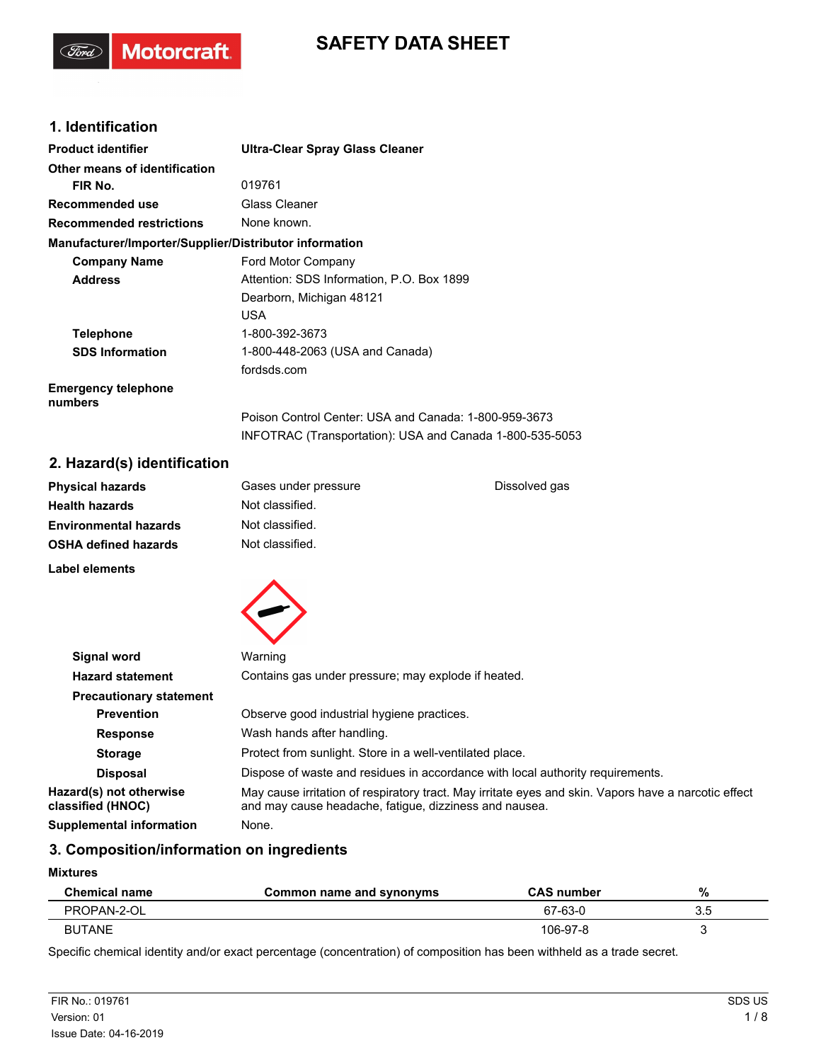# SAFETY DATA SHEET

## 1. Identification

| | |
|---|---|
| **Product identifier** | **Ultra-Clear Spray Glass Cleaner** |
| **Other means of identification** | |
| **FIR No.** | 019761 |
| **Recommended use** | Glass Cleaner |
| **Recommended restrictions** | None known. |

**Manufacturer/Importer/Supplier/Distributor information**

| | |
|---|---|
| **Company Name** | Ford Motor Company |
| **Address** | Attention: SDS Information, P.O. Box 1899<br>Dearborn, Michigan 48121<br>USA |
| **Telephone** | 1-800-392-3673 |
| **SDS Information** | 1-800-448-2063 (USA and Canada)<br>fordsds.com |
| **Emergency telephone numbers** | Poison Control Center: USA and Canada: 1-800-959-3673<br>INFOTRAC (Transportation): USA and Canada 1-800-535-5053 |

## 2. Hazard(s) identification

| | | |
|---|---|---|
| **Physical hazards** | Gases under pressure | Dissolved gas |
| **Health hazards** | Not classified. | |
| **Environmental hazards** | Not classified. | |
| **OSHA defined hazards** | Not classified. | |

**Label elements**

| | |
|---|---|
| **Signal word** | Warning |
| **Hazard statement** | Contains gas under pressure; may explode if heated. |
| **Precautionary statement** | |
| **Prevention** | Observe good industrial hygiene practices. |
| **Response** | Wash hands after handling. |
| **Storage** | Protect from sunlight. Store in a well-ventilated place. |
| **Disposal** | Dispose of waste and residues in accordance with local authority requirements. |
| **Hazard(s) not otherwise classified (HNOC)** | May cause irritation of respiratory tract. May irritate eyes and skin. Vapors have a narcotic effect and may cause headache, fatigue, dizziness and nausea. |
| **Supplemental information** | None. |

## 3. Composition/information on ingredients

**Mixtures**

| Chemical name | Common name and synonyms | CAS number | % |
|---|---|---|---|
| PROPAN-2-OL | | 67-63-0 | 3.5 |
| BUTANE | | 106-97-8 | 3 |

Specific chemical identity and/or exact percentage (concentration) of composition has been withheld as a trade secret.

FIR No.: 019761
Version: 01
Issue Date: 04-16-2019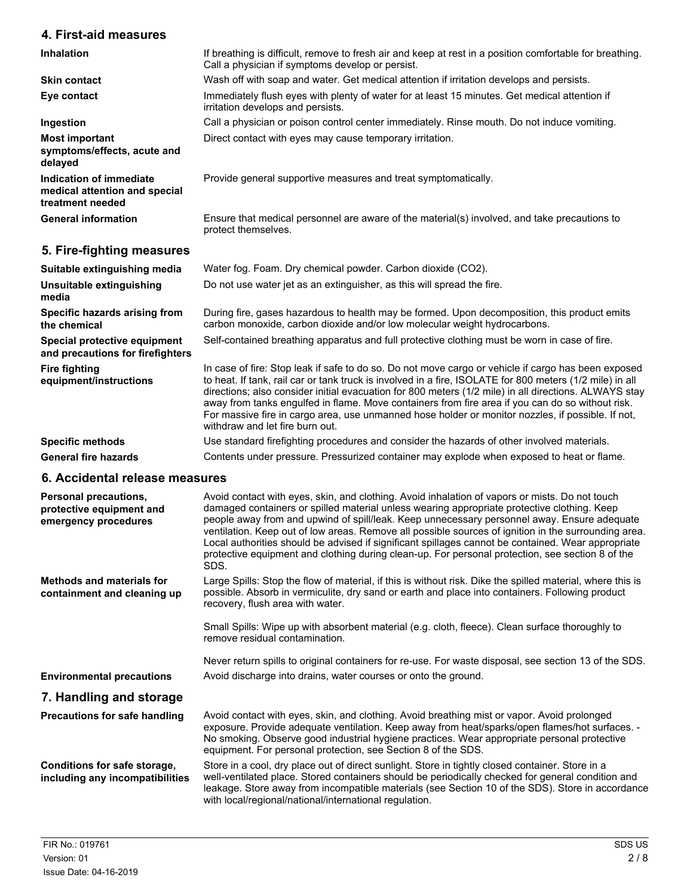## 4. First-aid measures

| | |
|---|---|
| **Inhalation** | If breathing is difficult, remove to fresh air and keep at rest in a position comfortable for breathing. Call a physician if symptoms develop or persist. |
| **Skin contact** | Wash off with soap and water. Get medical attention if irritation develops and persists. |
| **Eye contact** | Immediately flush eyes with plenty of water for at least 15 minutes. Get medical attention if irritation develops and persists. |
| **Ingestion** | Call a physician or poison control center immediately. Rinse mouth. Do not induce vomiting. |
| **Most important symptoms/effects, acute and delayed** | Direct contact with eyes may cause temporary irritation. |
| **Indication of immediate medical attention and special treatment needed** | Provide general supportive measures and treat symptomatically. |
| **General information** | Ensure that medical personnel are aware of the material(s) involved, and take precautions to protect themselves. |

## 5. Fire-fighting measures

| | |
|---|---|
| **Suitable extinguishing media** | Water fog. Foam. Dry chemical powder. Carbon dioxide ($CO_2$). |
| **Unsuitable extinguishing media** | Do not use water jet as an extinguisher, as this will spread the fire. |
| **Specific hazards arising from the chemical** | During fire, gases hazardous to health may be formed. Upon decomposition, this product emits carbon monoxide, carbon dioxide and/or low molecular weight hydrocarbons. |
| **Special protective equipment and precautions for firefighters** | Self-contained breathing apparatus and full protective clothing must be worn in case of fire. |
| **Fire fighting equipment/instructions** | In case of fire: Stop leak if safe to do so. Do not move cargo or vehicle if cargo has been exposed to heat. If tank, rail car or tank truck is involved in a fire, ISOLATE for 800 meters (1/2 mile) in all directions; also consider initial evacuation for 800 meters (1/2 mile) in all directions. ALWAYS stay away from tanks engulfed in flame. Move containers from fire area if you can do so without risk. For massive fire in cargo area, use unmanned hose holder or monitor nozzles, if possible. If not, withdraw and let fire burn out. |
| **Specific methods** | Use standard firefighting procedures and consider the hazards of other involved materials. |
| **General fire hazards** | Contents under pressure. Pressurized container may explode when exposed to heat or flame. |

## 6. Accidental release measures

| | |
|---|---|
| **Personal precautions, protective equipment and emergency procedures** | Avoid contact with eyes, skin, and clothing. Avoid inhalation of vapors or mists. Do not touch damaged containers or spilled material unless wearing appropriate protective clothing. Keep people away from and upwind of spill/leak. Keep unnecessary personnel away. Ensure adequate ventilation. Keep out of low areas. Remove all possible sources of ignition in the surrounding area. Local authorities should be advised if significant spillages cannot be contained. Wear appropriate protective equipment and clothing during clean-up. For personal protection, see section 8 of the SDS. |
| **Methods and materials for containment and cleaning up** | Large Spills: Stop the flow of material, if this is without risk. Dike the spilled material, where this is possible. Absorb in vermiculite, dry sand or earth and place into containers. Following product recovery, flush area with water.<br><br>Small Spills: Wipe up with absorbent material (e.g. cloth, fleece). Clean surface thoroughly to remove residual contamination.<br><br>Never return spills to original containers for re-use. For waste disposal, see section 13 of the SDS. |
| **Environmental precautions** | Avoid discharge into drains, water courses or onto the ground. |

## 7. Handling and storage

| | |
|---|---|
| **Precautions for safe handling** | Avoid contact with eyes, skin, and clothing. Avoid breathing mist or vapor. Avoid prolonged exposure. Provide adequate ventilation. Keep away from heat/sparks/open flames/hot surfaces. - No smoking. Observe good industrial hygiene practices. Wear appropriate personal protective equipment. For personal protection, see Section 8 of the SDS. |
| **Conditions for safe storage, including any incompatibilities** | Store in a cool, dry place out of direct sunlight. Store in tightly closed container. Store in a well-ventilated place. Stored containers should be periodically checked for general condition and leakage. Store away from incompatible materials (see Section 10 of the SDS). Store in accordance with local/regional/national/international regulation. |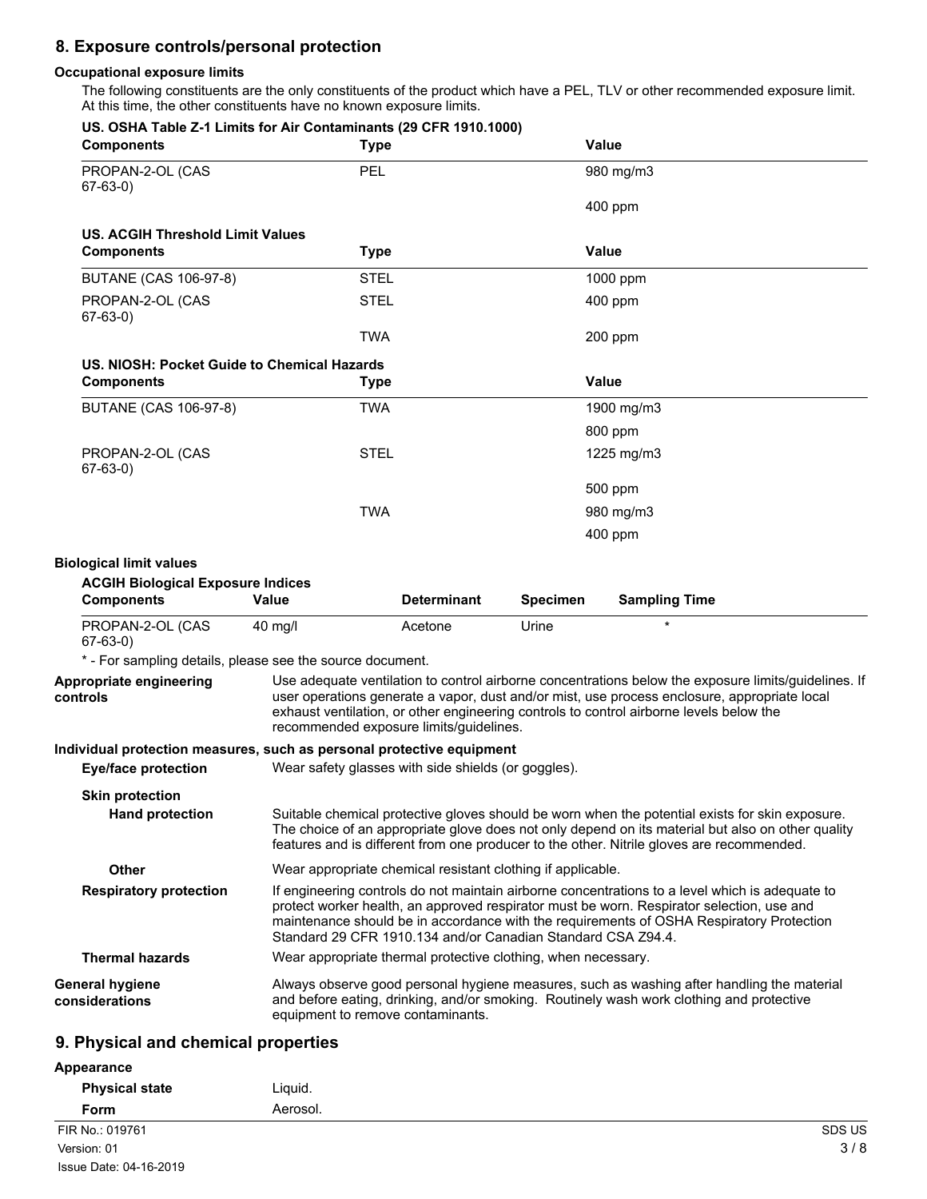## 8. Exposure controls/personal protection

### Occupational exposure limits

The following constituents are the only constituents of the product which have a PEL, TLV or other recommended exposure limit. At this time, the other constituents have no known exposure limits.

**US. OSHA Table Z-1 Limits for Air Contaminants (29 CFR 1910.1000)**

| Components | Type | Value |
|---|---|---|
| PROPAN-2-OL (CAS 67-63-0) | PEL | 980 mg/m3 |
| | | 400 ppm |

**US. ACGIH Threshold Limit Values**

| Components | Type | Value |
|---|---|---|
| BUTANE (CAS 106-97-8) | STEL | 1000 ppm |
| PROPAN-2-OL (CAS 67-63-0) | STEL | 400 ppm |
| | TWA | 200 ppm |

**US. NIOSH: Pocket Guide to Chemical Hazards**

| Components | Type | Value |
|---|---|---|
| BUTANE (CAS 106-97-8) | TWA | 1900 mg/m3 |
| | | 800 ppm |
| PROPAN-2-OL (CAS 67-63-0) | STEL | 1225 mg/m3 |
| | | 500 ppm |
| | TWA | 980 mg/m3 |
| | | 400 ppm |

### Biological limit values

**ACGIH Biological Exposure Indices**

| Components | Value | Determinant | Specimen | Sampling Time |
|---|---|---|---|---|
| PROPAN-2-OL (CAS 67-63-0) | 40 mg/l | Acetone | Urine | * |

\* - For sampling details, please see the source document.

**Appropriate engineering controls**
Use adequate ventilation to control airborne concentrations below the exposure limits/guidelines. If user operations generate a vapor, dust and/or mist, use process enclosure, appropriate local exhaust ventilation, or other engineering controls to control airborne levels below the recommended exposure limits/guidelines.

### Individual protection measures, such as personal protective equipment

**Eye/face protection**
Wear safety glasses with side shields (or goggles).

**Skin protection**

**Hand protection**
Suitable chemical protective gloves should be worn when the potential exists for skin exposure. The choice of an appropriate glove does not only depend on its material but also on other quality features and is different from one producer to the other. Nitrile gloves are recommended.

**Other**
Wear appropriate chemical resistant clothing if applicable.

**Respiratory protection**
If engineering controls do not maintain airborne concentrations to a level which is adequate to protect worker health, an approved respirator must be worn. Respirator selection, use and maintenance should be in accordance with the requirements of OSHA Respiratory Protection Standard 29 CFR 1910.134 and/or Canadian Standard CSA Z94.4.

**Thermal hazards**
Wear appropriate thermal protective clothing, when necessary.

**General hygiene considerations**
Always observe good personal hygiene measures, such as washing after handling the material and before eating, drinking, and/or smoking. Routinely wash work clothing and protective equipment to remove contaminants.

## 9. Physical and chemical properties

### Appearance

**Physical state** Liquid.

**Form** Aerosol.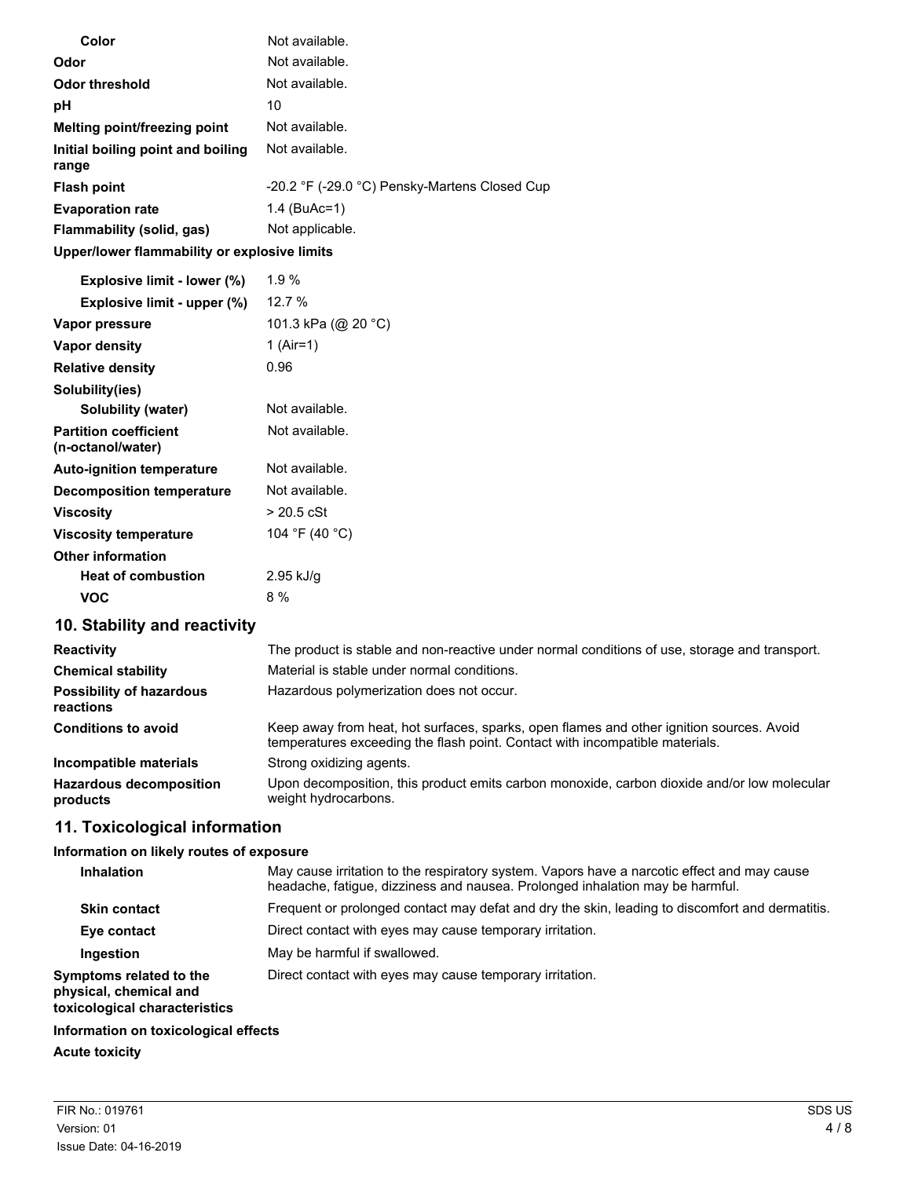| | |
|---|---|
| **Color** | Not available. |
| **Odor** | Not available. |
| **Odor threshold** | Not available. |
| **pH** | 10 |
| **Melting point/freezing point** | Not available. |
| **Initial boiling point and boiling range** | Not available. |
| **Flash point** | -20.2 °F (-29.0 °C) Pensky-Martens Closed Cup |
| **Evaporation rate** | 1.4 (BuAc=1) |
| **Flammability (solid, gas)** | Not applicable. |
| **Upper/lower flammability or explosive limits** | |
| **Explosive limit - lower (%)** | 1.9 % |
| **Explosive limit - upper (%)** | 12.7 % |
| **Vapor pressure** | 101.3 kPa (@ 20 °C) |
| **Vapor density** | 1 (Air=1) |
| **Relative density** | 0.96 |
| **Solubility(ies)** | |
| **Solubility (water)** | Not available. |
| **Partition coefficient (n-octanol/water)** | Not available. |
| **Auto-ignition temperature** | Not available. |
| **Decomposition temperature** | Not available. |
| **Viscosity** | > 20.5 cSt |
| **Viscosity temperature** | 104 °F (40 °C) |
| **Other information** | |
| **Heat of combustion** | 2.95 kJ/g |
| **VOC** | 8 % |

## 10. Stability and reactivity

| | |
|---|---|
| **Reactivity** | The product is stable and non-reactive under normal conditions of use, storage and transport. |
| **Chemical stability** | Material is stable under normal conditions. |
| **Possibility of hazardous reactions** | Hazardous polymerization does not occur. |
| **Conditions to avoid** | Keep away from heat, hot surfaces, sparks, open flames and other ignition sources. Avoid temperatures exceeding the flash point. Contact with incompatible materials. |
| **Incompatible materials** | Strong oxidizing agents. |
| **Hazardous decomposition products** | Upon decomposition, this product emits carbon monoxide, carbon dioxide and/or low molecular weight hydrocarbons. |

## 11. Toxicological information

**Information on likely routes of exposure**

| | |
|---|---|
| **Inhalation** | May cause irritation to the respiratory system. Vapors have a narcotic effect and may cause headache, fatigue, dizziness and nausea. Prolonged inhalation may be harmful. |
| **Skin contact** | Frequent or prolonged contact may defat and dry the skin, leading to discomfort and dermatitis. |
| **Eye contact** | Direct contact with eyes may cause temporary irritation. |
| **Ingestion** | May be harmful if swallowed. |
| **Symptoms related to the physical, chemical and toxicological characteristics** | Direct contact with eyes may cause temporary irritation. |

**Information on toxicological effects**

**Acute toxicity**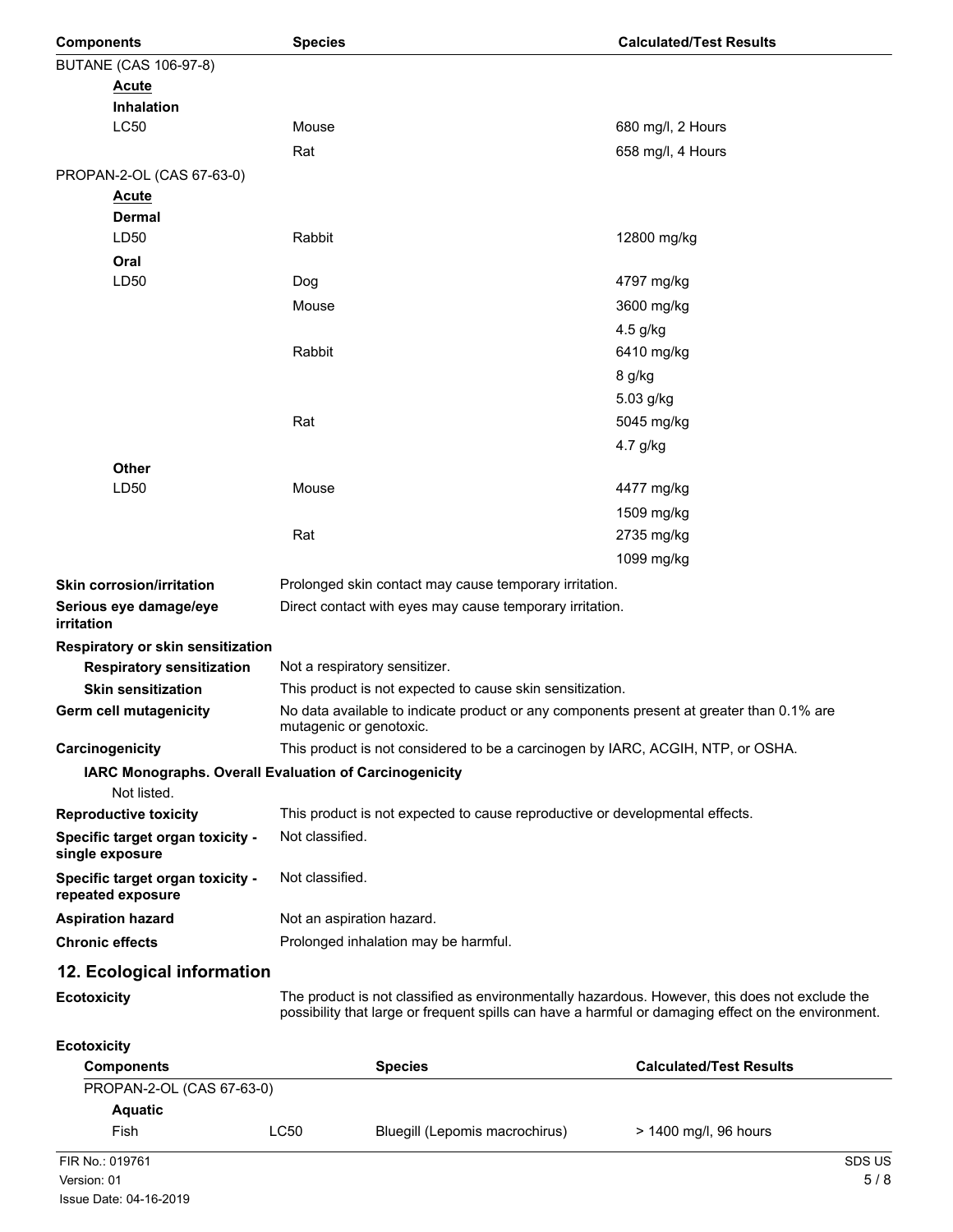| Components | Species | Calculated/Test Results |
|---|---|---|
| BUTANE (CAS 106-97-8) | | |
| **Acute** | | |
| **Inhalation** | | |
| LC50 | Mouse | 680 mg/l, 2 Hours |
| | Rat | 658 mg/l, 4 Hours |
| PROPAN-2-OL (CAS 67-63-0) | | |
| **Acute** | | |
| **Dermal** | | |
| LD50 | Rabbit | 12800 mg/kg |
| **Oral** | | |
| LD50 | Dog | 4797 mg/kg |
| | Mouse | 3600 mg/kg |
| | | 4.5 g/kg |
| | Rabbit | 6410 mg/kg |
| | | 8 g/kg |
| | | 5.03 g/kg |
| | Rat | 5045 mg/kg |
| | | 4.7 g/kg |
| **Other** | | |
| LD50 | Mouse | 4477 mg/kg |
| | | 1509 mg/kg |
| | Rat | 2735 mg/kg |
| | | 1099 mg/kg |

**Skin corrosion/irritation** Prolonged skin contact may cause temporary irritation.

**Serious eye damage/eye irritation** Direct contact with eyes may cause temporary irritation.

**Respiratory or skin sensitization**

**Respiratory sensitization** Not a respiratory sensitizer.

**Skin sensitization** This product is not expected to cause skin sensitization.

**Germ cell mutagenicity** No data available to indicate product or any components present at greater than 0.1% are mutagenic or genotoxic.

**Carcinogenicity** This product is not considered to be a carcinogen by IARC, ACGIH, NTP, or OSHA.

**IARC Monographs. Overall Evaluation of Carcinogenicity**

Not listed.

**Reproductive toxicity** This product is not expected to cause reproductive or developmental effects.

**Specific target organ toxicity - single exposure** Not classified.

**Specific target organ toxicity - repeated exposure** Not classified.

**Aspiration hazard** Not an aspiration hazard.

**Chronic effects** Prolonged inhalation may be harmful.

## 12. Ecological information

**Ecotoxicity** The product is not classified as environmentally hazardous. However, this does not exclude the possibility that large or frequent spills can have a harmful or damaging effect on the environment.

**Ecotoxicity**

| Components | | Species | Calculated/Test Results |
|---|---|---|---|
| PROPAN-2-OL (CAS 67-63-0) | | | |
| **Aquatic** | | | |
| Fish | LC50 | Bluegill (Lepomis macrochirus) | > 1400 mg/l, 96 hours |

FIR No.: 019761
Version: 01
Issue Date: 04-16-2019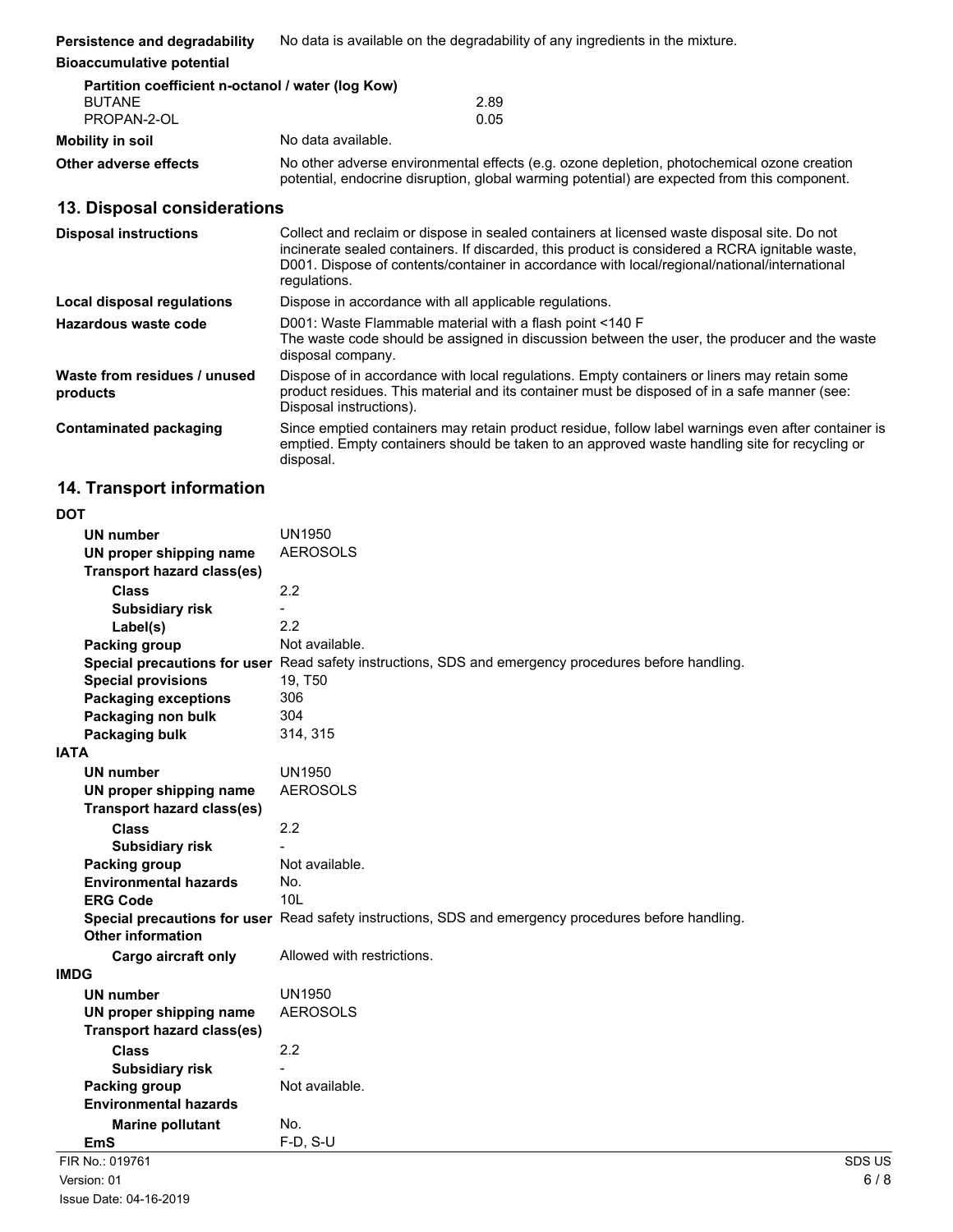**Persistence and degradability** No data is available on the degradability of any ingredients in the mixture.

**Bioaccumulative potential**

**Partition coefficient n-octanol / water (log Kow)**

| | |
|---|---|
| BUTANE | 2.89 |
| PROPAN-2-OL | 0.05 |

**Mobility in soil** No data available.

**Other adverse effects** No other adverse environmental effects (e.g. ozone depletion, photochemical ozone creation potential, endocrine disruption, global warming potential) are expected from this component.

## 13. Disposal considerations

**Disposal instructions** Collect and reclaim or dispose in sealed containers at licensed waste disposal site. Do not incinerate sealed containers. If discarded, this product is considered a RCRA ignitable waste, D001. Dispose of contents/container in accordance with local/regional/national/international regulations.

**Local disposal regulations** Dispose in accordance with all applicable regulations.

**Hazardous waste code** D001: Waste Flammable material with a flash point <140 F
The waste code should be assigned in discussion between the user, the producer and the waste disposal company.

**Waste from residues / unused products** Dispose of in accordance with local regulations. Empty containers or liners may retain some product residues. This material and its container must be disposed of in a safe manner (see: Disposal instructions).

**Contaminated packaging** Since emptied containers may retain product residue, follow label warnings even after container is emptied. Empty containers should be taken to an approved waste handling site for recycling or disposal.

## 14. Transport information

**DOT**

- **UN number** UN1950
- **UN proper shipping name** AEROSOLS
- **Transport hazard class(es)**
  - **Class** 2.2
  - **Subsidiary risk** -
  - **Label(s)** 2.2
- **Packing group** Not available.
- **Special precautions for user** Read safety instructions, SDS and emergency procedures before handling.
- **Special provisions** 19, T50
- **Packaging exceptions** 306
- **Packaging non bulk** 304
- **Packaging bulk** 314, 315

**IATA**

- **UN number** UN1950
- **UN proper shipping name** AEROSOLS
- **Transport hazard class(es)**
  - **Class** 2.2
  - **Subsidiary risk** -
- **Packing group** Not available.
- **Environmental hazards** No.
- **ERG Code** 10L
- **Special precautions for user** Read safety instructions, SDS and emergency procedures before handling.
- **Other information**
  - **Cargo aircraft only** Allowed with restrictions.

**IMDG**

- **UN number** UN1950
- **UN proper shipping name** AEROSOLS
- **Transport hazard class(es)**
  - **Class** 2.2
  - **Subsidiary risk** -
- **Packing group** Not available.
- **Environmental hazards**
  - **Marine pollutant** No.
- **EmS** F-D, S-U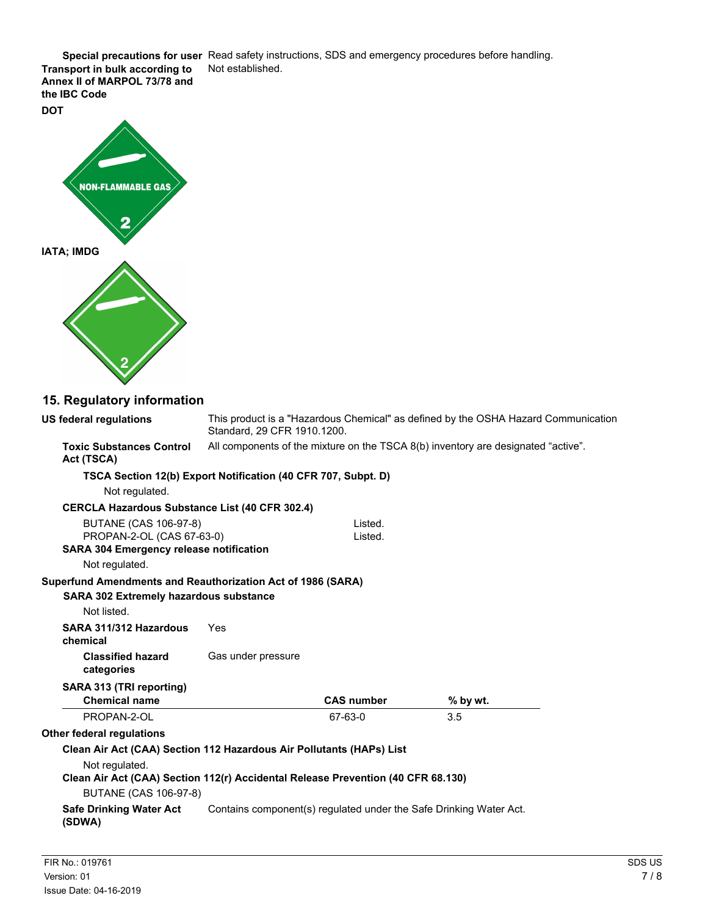**Special precautions for user** Read safety instructions, SDS and emergency procedures before handling.

**Transport in bulk according to Annex II of MARPOL 73/78 and the IBC Code** Not established.

**DOT**

NON-FLAMMABLE GAS

2

**IATA; IMDG**

2

## 15. Regulatory information

**US federal regulations** This product is a "Hazardous Chemical" as defined by the OSHA Hazard Communication Standard, 29 CFR 1910.1200.

**Toxic Substances Control Act (TSCA)** All components of the mixture on the TSCA 8(b) inventory are designated “active”.

**TSCA Section 12(b) Export Notification (40 CFR 707, Subpt. D)**

Not regulated.

**CERCLA Hazardous Substance List (40 CFR 302.4)**

| | |
|---|---|
| BUTANE (CAS 106-97-8) | Listed. |
| PROPAN-2-OL (CAS 67-63-0) | Listed. |

**SARA 304 Emergency release notification**

Not regulated.

**Superfund Amendments and Reauthorization Act of 1986 (SARA)**

**SARA 302 Extremely hazardous substance**

Not listed.

**SARA 311/312 Hazardous chemical** Yes

**Classified hazard categories** Gas under pressure

**SARA 313 (TRI reporting)**

| Chemical name | CAS number | % by wt. |
|---|---|---|
| PROPAN-2-OL | 67-63-0 | 3.5 |

**Other federal regulations**

**Clean Air Act (CAA) Section 112 Hazardous Air Pollutants (HAPs) List**

Not regulated.

**Clean Air Act (CAA) Section 112(r) Accidental Release Prevention (40 CFR 68.130)**

BUTANE (CAS 106-97-8)

**Safe Drinking Water Act (SDWA)** Contains component(s) regulated under the Safe Drinking Water Act.

FIR No.: 019761
Version: 01
Issue Date: 04-16-2019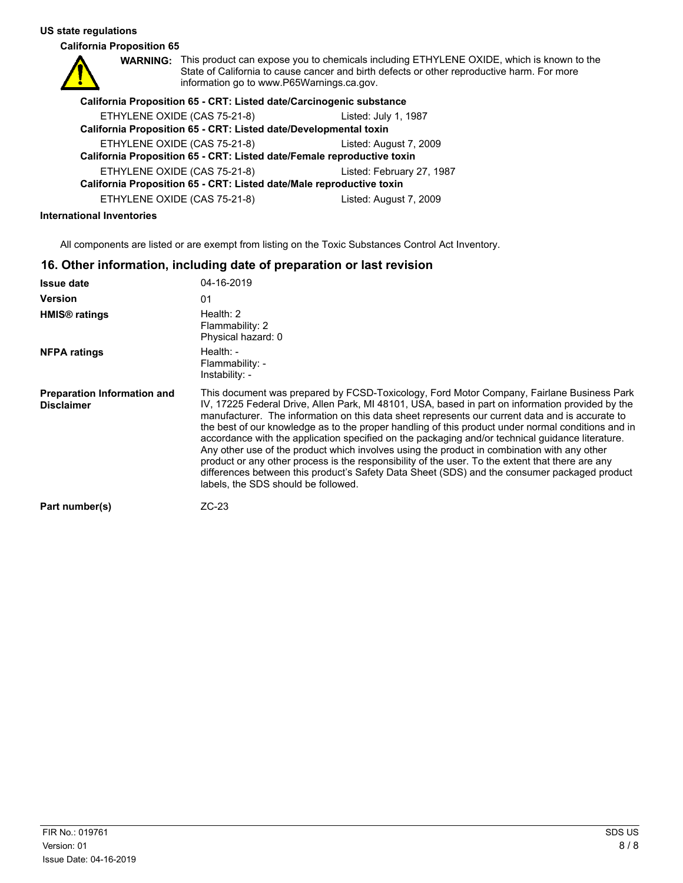**US state regulations**

**California Proposition 65**

**WARNING:** This product can expose you to chemicals including ETHYLENE OXIDE, which is known to the State of California to cause cancer and birth defects or other reproductive harm. For more information go to www.P65Warnings.ca.gov.

**California Proposition 65 - CRT: Listed date/Carcinogenic substance**

| | |
|---|---|
| ETHYLENE OXIDE (CAS 75-21-8) | Listed: July 1, 1987 |

**California Proposition 65 - CRT: Listed date/Developmental toxin**

| | |
|---|---|
| ETHYLENE OXIDE (CAS 75-21-8) | Listed: August 7, 2009 |

**California Proposition 65 - CRT: Listed date/Female reproductive toxin**

| | |
|---|---|
| ETHYLENE OXIDE (CAS 75-21-8) | Listed: February 27, 1987 |

**California Proposition 65 - CRT: Listed date/Male reproductive toxin**

| | |
|---|---|
| ETHYLENE OXIDE (CAS 75-21-8) | Listed: August 7, 2009 |

**International Inventories**

All components are listed or are exempt from listing on the Toxic Substances Control Act Inventory.

## 16. Other information, including date of preparation or last revision

| | |
|---|---|
| **Issue date** | 04-16-2019 |
| **Version** | 01 |
| **HMIS® ratings** | Health: 2<br>Flammability: 2<br>Physical hazard: 0 |
| **NFPA ratings** | Health: -<br>Flammability: -<br>Instability: - |
| **Preparation Information and Disclaimer** | This document was prepared by FCSD-Toxicology, Ford Motor Company, Fairlane Business Park IV, 17225 Federal Drive, Allen Park, MI 48101, USA, based in part on information provided by the manufacturer. The information on this data sheet represents our current data and is accurate to the best of our knowledge as to the proper handling of this product under normal conditions and in accordance with the application specified on the packaging and/or technical guidance literature. Any other use of the product which involves using the product in combination with any other product or any other process is the responsibility of the user. To the extent that there are any differences between this product's Safety Data Sheet (SDS) and the consumer packaged product labels, the SDS should be followed. |
| **Part number(s)** | ZC-23 |